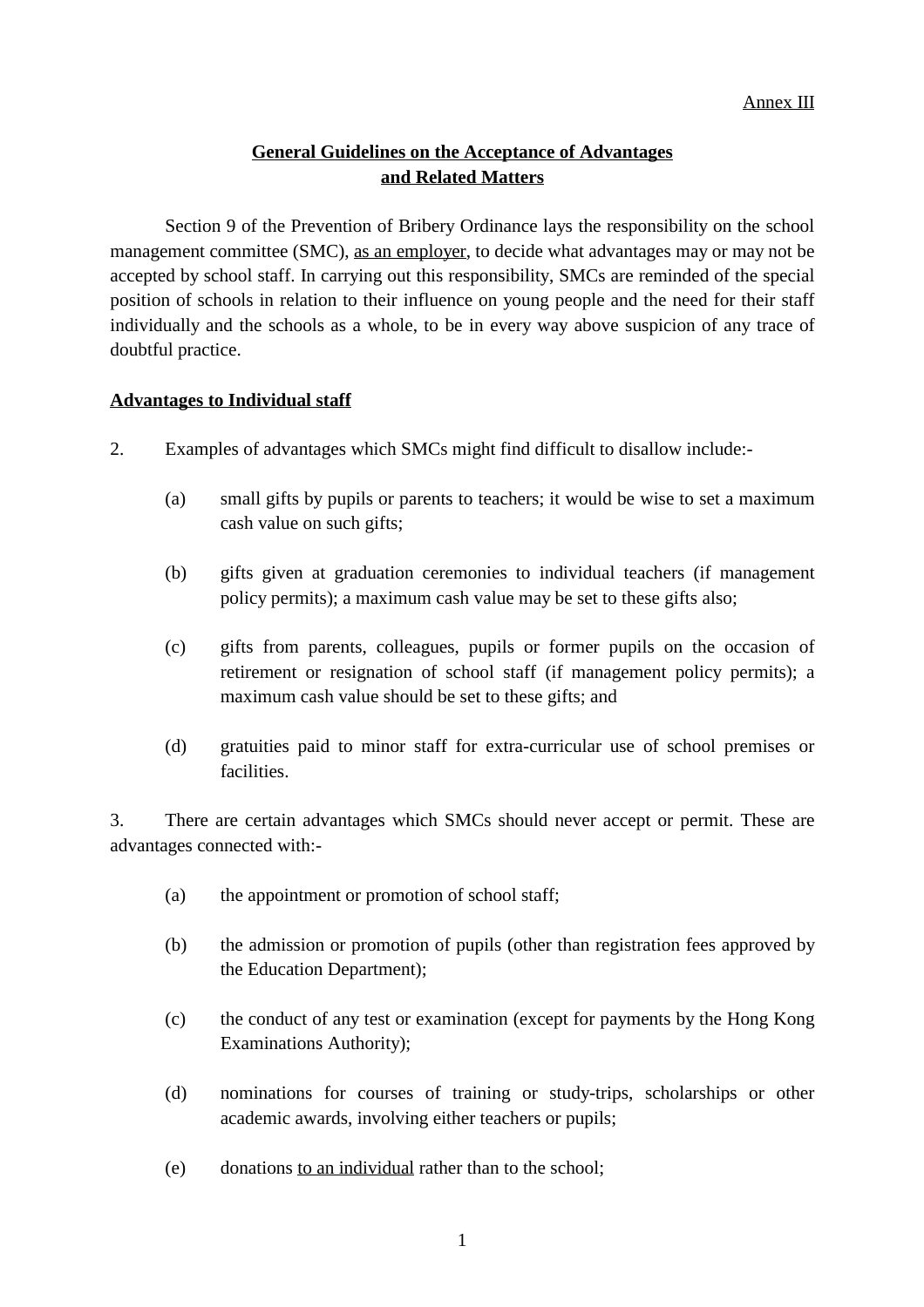Annex III

# General Guidelines on the Acceptance of Advantages and Related Matters

Section 9 of the Prevention of Bribery Ordinance lays the responsibility on the school management committee (SMC), as an employer, to decide what advantages may or may not be accepted by school staff. In carrying out this responsibility, SMCs are reminded of the special position of schools in relation to their influence on young people and the need for their staff individually and the schools as a whole, to be in every way above suspicion of any trace of doubtful practice.

## Advantages to Individual staff

2. Examples of advantages which SMCs might find difficult to disallow include:-

   (a) small gifts by pupils or parents to teachers; it would be wise to set a maximum cash value on such gifts;

   (b) gifts given at graduation ceremonies to individual teachers (if management policy permits); a maximum cash value may be set to these gifts also;

   (c) gifts from parents, colleagues, pupils or former pupils on the occasion of retirement or resignation of school staff (if management policy permits); a maximum cash value should be set to these gifts; and

   (d) gratuities paid to minor staff for extra-curricular use of school premises or facilities.

3. There are certain advantages which SMCs should never accept or permit. These are advantages connected with:-

   (a) the appointment or promotion of school staff;

   (b) the admission or promotion of pupils (other than registration fees approved by the Education Department);

   (c) the conduct of any test or examination (except for payments by the Hong Kong Examinations Authority);

   (d) nominations for courses of training or study-trips, scholarships or other academic awards, involving either teachers or pupils;

   (e) donations to an individual rather than to the school;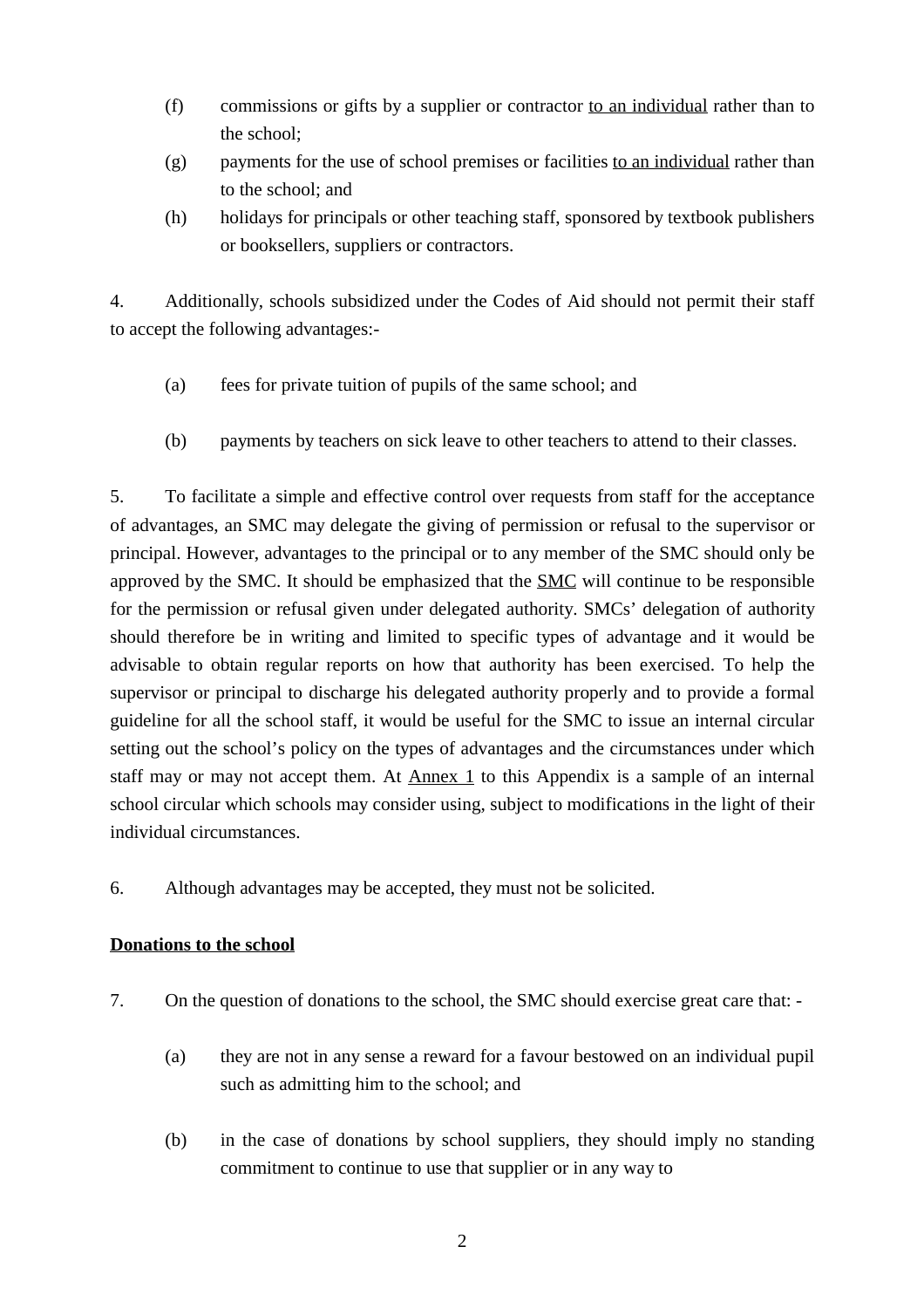(f) commissions or gifts by a supplier or contractor <u>to an individual</u> rather than to the school;

(g) payments for the use of school premises or facilities <u>to an individual</u> rather than to the school; and

(h) holidays for principals or other teaching staff, sponsored by textbook publishers or booksellers, suppliers or contractors.

4. Additionally, schools subsidized under the Codes of Aid should not permit their staff to accept the following advantages:-

(a) fees for private tuition of pupils of the same school; and

(b) payments by teachers on sick leave to other teachers to attend to their classes.

5. To facilitate a simple and effective control over requests from staff for the acceptance of advantages, an SMC may delegate the giving of permission or refusal to the supervisor or principal. However, advantages to the principal or to any member of the SMC should only be approved by the SMC. It should be emphasized that the <u>SMC</u> will continue to be responsible for the permission or refusal given under delegated authority. SMCs' delegation of authority should therefore be in writing and limited to specific types of advantage and it would be advisable to obtain regular reports on how that authority has been exercised. To help the supervisor or principal to discharge his delegated authority properly and to provide a formal guideline for all the school staff, it would be useful for the SMC to issue an internal circular setting out the school's policy on the types of advantages and the circumstances under which staff may or may not accept them. At <u>Annex 1</u> to this Appendix is a sample of an internal school circular which schools may consider using, subject to modifications in the light of their individual circumstances.

6. Although advantages may be accepted, they must not be solicited.

**<u>Donations to the school</u>**

7. On the question of donations to the school, the SMC should exercise great care that: -

(a) they are not in any sense a reward for a favour bestowed on an individual pupil such as admitting him to the school; and

(b) in the case of donations by school suppliers, they should imply no standing commitment to continue to use that supplier or in any way to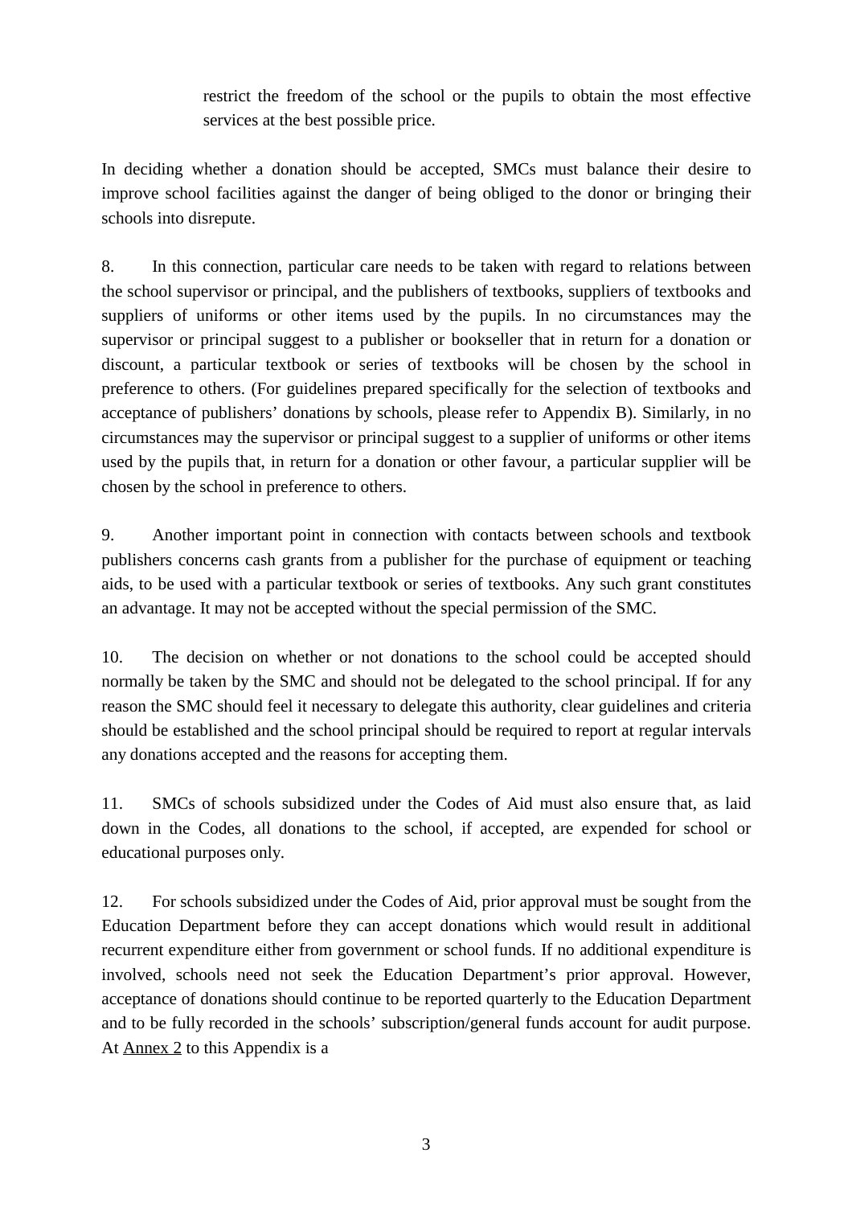restrict the freedom of the school or the pupils to obtain the most effective services at the best possible price.

In deciding whether a donation should be accepted, SMCs must balance their desire to improve school facilities against the danger of being obliged to the donor or bringing their schools into disrepute.

8. In this connection, particular care needs to be taken with regard to relations between the school supervisor or principal, and the publishers of textbooks, suppliers of textbooks and suppliers of uniforms or other items used by the pupils. In no circumstances may the supervisor or principal suggest to a publisher or bookseller that in return for a donation or discount, a particular textbook or series of textbooks will be chosen by the school in preference to others. (For guidelines prepared specifically for the selection of textbooks and acceptance of publishers' donations by schools, please refer to Appendix B). Similarly, in no circumstances may the supervisor or principal suggest to a supplier of uniforms or other items used by the pupils that, in return for a donation or other favour, a particular supplier will be chosen by the school in preference to others.

9. Another important point in connection with contacts between schools and textbook publishers concerns cash grants from a publisher for the purchase of equipment or teaching aids, to be used with a particular textbook or series of textbooks. Any such grant constitutes an advantage. It may not be accepted without the special permission of the SMC.

10. The decision on whether or not donations to the school could be accepted should normally be taken by the SMC and should not be delegated to the school principal. If for any reason the SMC should feel it necessary to delegate this authority, clear guidelines and criteria should be established and the school principal should be required to report at regular intervals any donations accepted and the reasons for accepting them.

11. SMCs of schools subsidized under the Codes of Aid must also ensure that, as laid down in the Codes, all donations to the school, if accepted, are expended for school or educational purposes only.

12. For schools subsidized under the Codes of Aid, prior approval must be sought from the Education Department before they can accept donations which would result in additional recurrent expenditure either from government or school funds. If no additional expenditure is involved, schools need not seek the Education Department's prior approval. However, acceptance of donations should continue to be reported quarterly to the Education Department and to be fully recorded in the schools' subscription/general funds account for audit purpose. At Annex 2 to this Appendix is a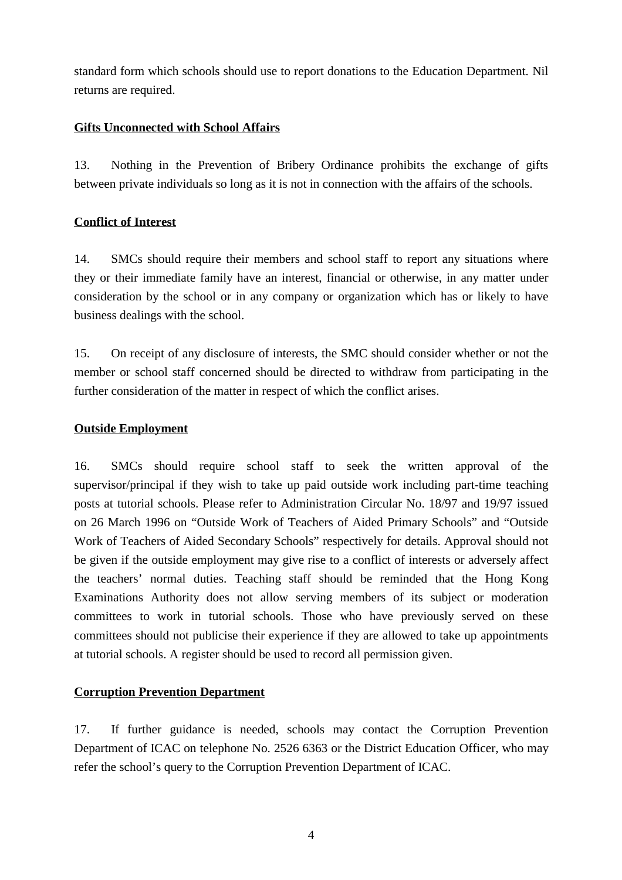standard form which schools should use to report donations to the Education Department. Nil returns are required.

**Gifts Unconnected with School Affairs**

13. Nothing in the Prevention of Bribery Ordinance prohibits the exchange of gifts between private individuals so long as it is not in connection with the affairs of the schools.

**Conflict of Interest**

14. SMCs should require their members and school staff to report any situations where they or their immediate family have an interest, financial or otherwise, in any matter under consideration by the school or in any company or organization which has or likely to have business dealings with the school.

15. On receipt of any disclosure of interests, the SMC should consider whether or not the member or school staff concerned should be directed to withdraw from participating in the further consideration of the matter in respect of which the conflict arises.

**Outside Employment**

16. SMCs should require school staff to seek the written approval of the supervisor/principal if they wish to take up paid outside work including part-time teaching posts at tutorial schools. Please refer to Administration Circular No. 18/97 and 19/97 issued on 26 March 1996 on “Outside Work of Teachers of Aided Primary Schools” and “Outside Work of Teachers of Aided Secondary Schools” respectively for details. Approval should not be given if the outside employment may give rise to a conflict of interests or adversely affect the teachers’ normal duties. Teaching staff should be reminded that the Hong Kong Examinations Authority does not allow serving members of its subject or moderation committees to work in tutorial schools. Those who have previously served on these committees should not publicise their experience if they are allowed to take up appointments at tutorial schools. A register should be used to record all permission given.

**Corruption Prevention Department**

17. If further guidance is needed, schools may contact the Corruption Prevention Department of ICAC on telephone No. 2526 6363 or the District Education Officer, who may refer the school’s query to the Corruption Prevention Department of ICAC.